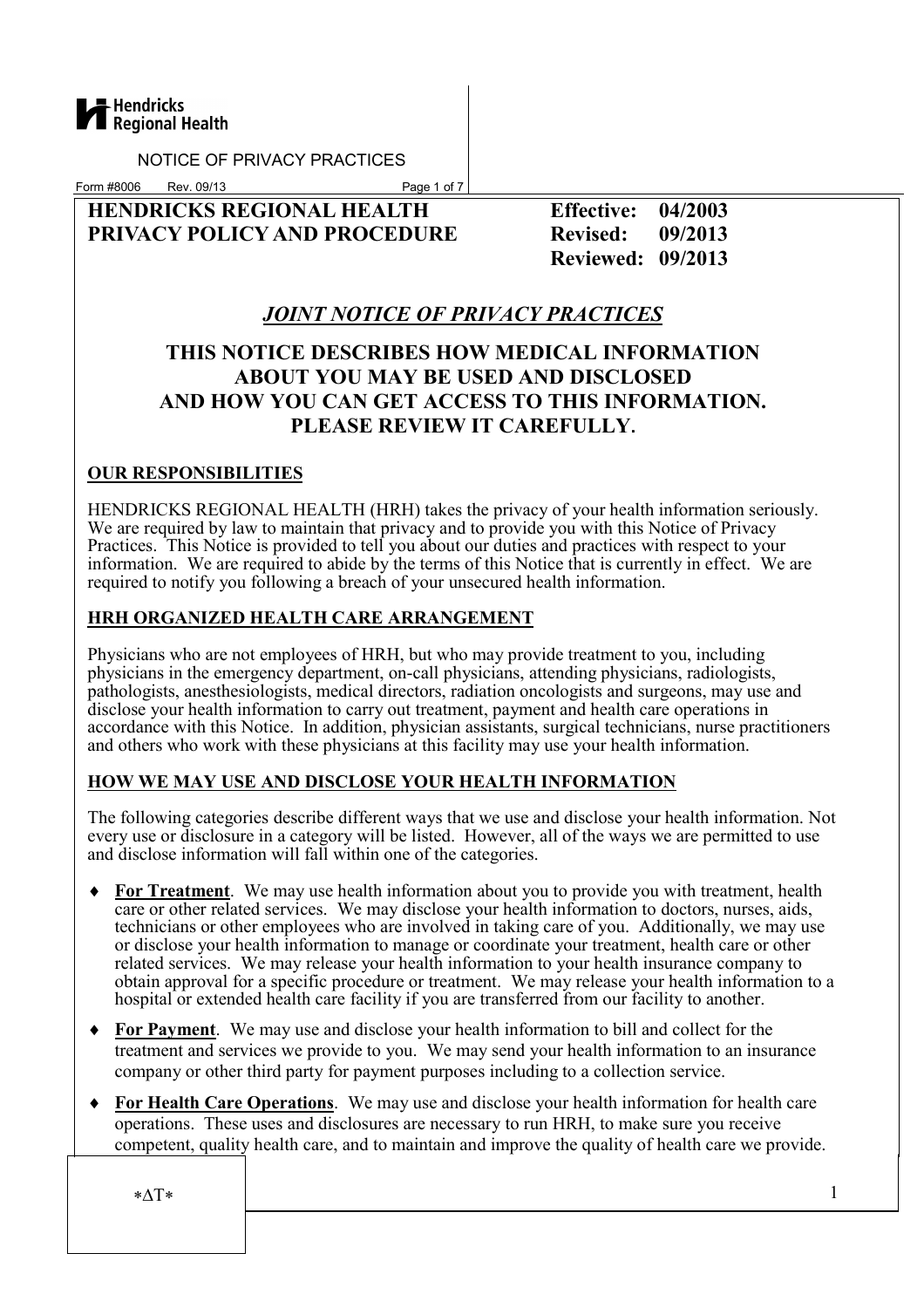Hendricks Regional Health

NOTICE OF PRIVACY PRACTICES

Form #8006 Rev. 09/13

**HENDRICKS REGIONAL HEALTH PRIVACY POLICY AND PROCEDURE**

**Effective: 04/2003**
**Revised: 09/2013**
**Reviewed: 09/2013**

## ***JOINT NOTICE OF PRIVACY PRACTICES***

## THIS NOTICE DESCRIBES HOW MEDICAL INFORMATION ABOUT YOU MAY BE USED AND DISCLOSED AND HOW YOU CAN GET ACCESS TO THIS INFORMATION. PLEASE REVIEW IT CAREFULLY.

### OUR RESPONSIBILITIES

HENDRICKS REGIONAL HEALTH (HRH) takes the privacy of your health information seriously. We are required by law to maintain that privacy and to provide you with this Notice of Privacy Practices. This Notice is provided to tell you about our duties and practices with respect to your information. We are required to abide by the terms of this Notice that is currently in effect. We are required to notify you following a breach of your unsecured health information.

### HRH ORGANIZED HEALTH CARE ARRANGEMENT

Physicians who are not employees of HRH, but who may provide treatment to you, including physicians in the emergency department, on-call physicians, attending physicians, radiologists, pathologists, anesthesiologists, medical directors, radiation oncologists and surgeons, may use and disclose your health information to carry out treatment, payment and health care operations in accordance with this Notice. In addition, physician assistants, surgical technicians, nurse practitioners and others who work with these physicians at this facility may use your health information.

### HOW WE MAY USE AND DISCLOSE YOUR HEALTH INFORMATION

The following categories describe different ways that we use and disclose your health information. Not every use or disclosure in a category will be listed. However, all of the ways we are permitted to use and disclose information will fall within one of the categories.

- **For Treatment**. We may use health information about you to provide you with treatment, health care or other related services. We may disclose your health information to doctors, nurses, aids, technicians or other employees who are involved in taking care of you. Additionally, we may use or disclose your health information to manage or coordinate your treatment, health care or other related services. We may release your health information to your health insurance company to obtain approval for a specific procedure or treatment. We may release your health information to a hospital or extended health care facility if you are transferred from our facility to another.
- **For Payment**. We may use and disclose your health information to bill and collect for the treatment and services we provide to you. We may send your health information to an insurance company or other third party for payment purposes including to a collection service.
- **For Health Care Operations**. We may use and disclose your health information for health care operations. These uses and disclosures are necessary to run HRH, to make sure you receive competent, quality health care, and to maintain and improve the quality of health care we provide.

∗ΔT∗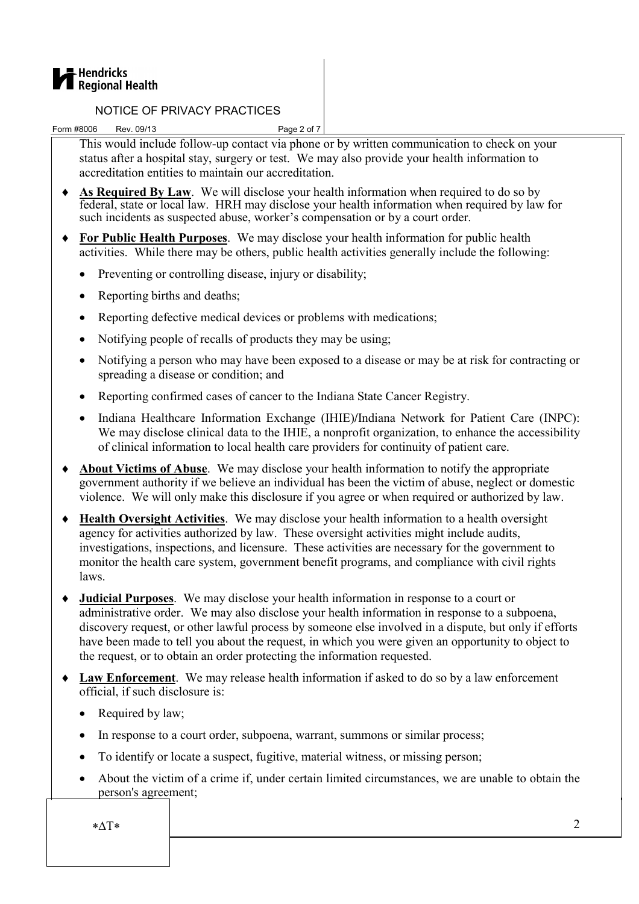This would include follow-up contact via phone or by written communication to check on your status after a hospital stay, surgery or test. We may also provide your health information to accreditation entities to maintain our accreditation.

- **As Required By Law**. We will disclose your health information when required to do so by federal, state or local law. HRH may disclose your health information when required by law for such incidents as suspected abuse, worker's compensation or by a court order.
- **For Public Health Purposes**. We may disclose your health information for public health activities. While there may be others, public health activities generally include the following:
  - Preventing or controlling disease, injury or disability;
  - Reporting births and deaths;
  - Reporting defective medical devices or problems with medications;
  - Notifying people of recalls of products they may be using;
  - Notifying a person who may have been exposed to a disease or may be at risk for contracting or spreading a disease or condition; and
  - Reporting confirmed cases of cancer to the Indiana State Cancer Registry.
  - Indiana Healthcare Information Exchange (IHIE)/Indiana Network for Patient Care (INPC): We may disclose clinical data to the IHIE, a nonprofit organization, to enhance the accessibility of clinical information to local health care providers for continuity of patient care.
- **About Victims of Abuse**. We may disclose your health information to notify the appropriate government authority if we believe an individual has been the victim of abuse, neglect or domestic violence. We will only make this disclosure if you agree or when required or authorized by law.
- **Health Oversight Activities**. We may disclose your health information to a health oversight agency for activities authorized by law. These oversight activities might include audits, investigations, inspections, and licensure. These activities are necessary for the government to monitor the health care system, government benefit programs, and compliance with civil rights laws.
- **Judicial Purposes**. We may disclose your health information in response to a court or administrative order. We may also disclose your health information in response to a subpoena, discovery request, or other lawful process by someone else involved in a dispute, but only if efforts have been made to tell you about the request, in which you were given an opportunity to object to the request, or to obtain an order protecting the information requested.
- **Law Enforcement**. We may release health information if asked to do so by a law enforcement official, if such disclosure is:
  - Required by law;
  - In response to a court order, subpoena, warrant, summons or similar process;
  - To identify or locate a suspect, fugitive, material witness, or missing person;
  - About the victim of a crime if, under certain limited circumstances, we are unable to obtain the person's agreement;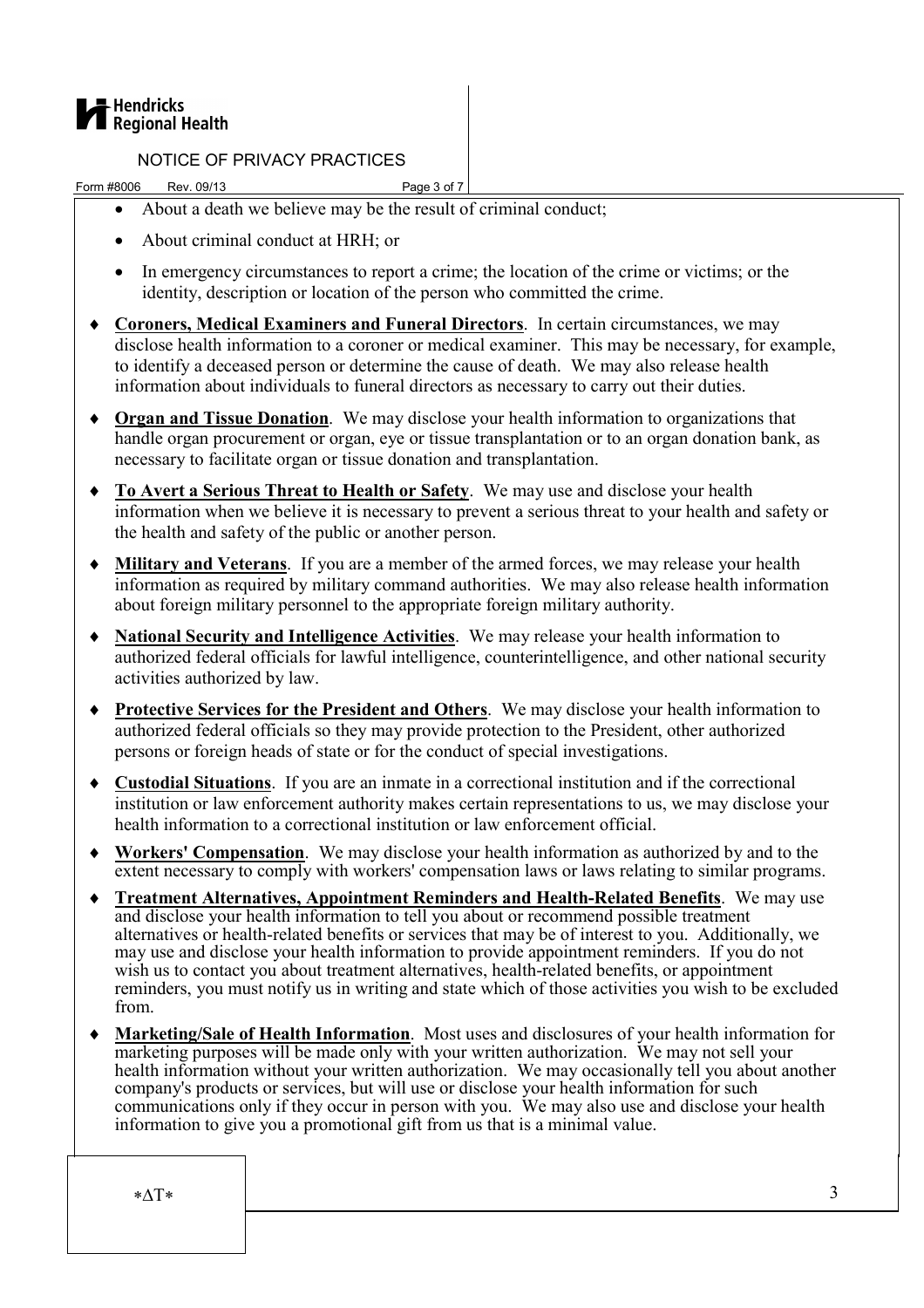- About a death we believe may be the result of criminal conduct;
- About criminal conduct at HRH; or
- In emergency circumstances to report a crime; the location of the crime or victims; or the identity, description or location of the person who committed the crime.

♦ **Coroners, Medical Examiners and Funeral Directors**. In certain circumstances, we may disclose health information to a coroner or medical examiner. This may be necessary, for example, to identify a deceased person or determine the cause of death. We may also release health information about individuals to funeral directors as necessary to carry out their duties.

♦ **Organ and Tissue Donation**. We may disclose your health information to organizations that handle organ procurement or organ, eye or tissue transplantation or to an organ donation bank, as necessary to facilitate organ or tissue donation and transplantation.

♦ **To Avert a Serious Threat to Health or Safety**. We may use and disclose your health information when we believe it is necessary to prevent a serious threat to your health and safety or the health and safety of the public or another person.

♦ **Military and Veterans**. If you are a member of the armed forces, we may release your health information as required by military command authorities. We may also release health information about foreign military personnel to the appropriate foreign military authority.

♦ **National Security and Intelligence Activities**. We may release your health information to authorized federal officials for lawful intelligence, counterintelligence, and other national security activities authorized by law.

♦ **Protective Services for the President and Others**. We may disclose your health information to authorized federal officials so they may provide protection to the President, other authorized persons or foreign heads of state or for the conduct of special investigations.

♦ **Custodial Situations**. If you are an inmate in a correctional institution and if the correctional institution or law enforcement authority makes certain representations to us, we may disclose your health information to a correctional institution or law enforcement official.

♦ **Workers' Compensation**. We may disclose your health information as authorized by and to the extent necessary to comply with workers' compensation laws or laws relating to similar programs.

♦ **Treatment Alternatives, Appointment Reminders and Health-Related Benefits**. We may use and disclose your health information to tell you about or recommend possible treatment alternatives or health-related benefits or services that may be of interest to you. Additionally, we may use and disclose your health information to provide appointment reminders. If you do not wish us to contact you about treatment alternatives, health-related benefits, or appointment reminders, you must notify us in writing and state which of those activities you wish to be excluded from.

♦ **Marketing/Sale of Health Information**. Most uses and disclosures of your health information for marketing purposes will be made only with your written authorization. We may not sell your health information without your written authorization. We may occasionally tell you about another company's products or services, but will use or disclose your health information for such communications only if they occur in person with you. We may also use and disclose your health information to give you a promotional gift from us that is a minimal value.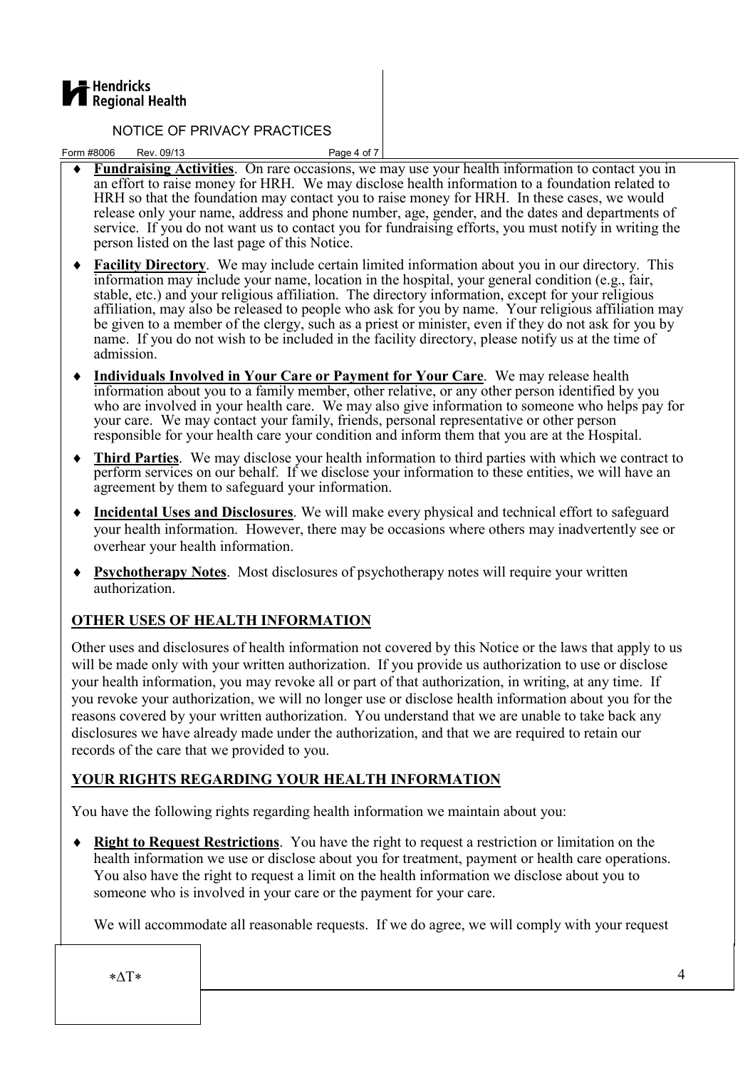- **Fundraising Activities**. On rare occasions, we may use your health information to contact you in an effort to raise money for HRH. We may disclose health information to a foundation related to HRH so that the foundation may contact you to raise money for HRH. In these cases, we would release only your name, address and phone number, age, gender, and the dates and departments of service. If you do not want us to contact you for fundraising efforts, you must notify in writing the person listed on the last page of this Notice.

- **Facility Directory**. We may include certain limited information about you in our directory. This information may include your name, location in the hospital, your general condition (e.g., fair, stable, etc.) and your religious affiliation. The directory information, except for your religious affiliation, may also be released to people who ask for you by name. Your religious affiliation may be given to a member of the clergy, such as a priest or minister, even if they do not ask for you by name. If you do not wish to be included in the facility directory, please notify us at the time of admission.

- **Individuals Involved in Your Care or Payment for Your Care**. We may release health information about you to a family member, other relative, or any other person identified by you who are involved in your health care. We may also give information to someone who helps pay for your care. We may contact your family, friends, personal representative or other person responsible for your health care your condition and inform them that you are at the Hospital.

- **Third Parties**. We may disclose your health information to third parties with which we contract to perform services on our behalf. If we disclose your information to these entities, we will have an agreement by them to safeguard your information.

- **Incidental Uses and Disclosures**. We will make every physical and technical effort to safeguard your health information. However, there may be occasions where others may inadvertently see or overhear your health information.

- **Psychotherapy Notes**. Most disclosures of psychotherapy notes will require your written authorization.

## OTHER USES OF HEALTH INFORMATION

Other uses and disclosures of health information not covered by this Notice or the laws that apply to us will be made only with your written authorization. If you provide us authorization to use or disclose your health information, you may revoke all or part of that authorization, in writing, at any time. If you revoke your authorization, we will no longer use or disclose health information about you for the reasons covered by your written authorization. You understand that we are unable to take back any disclosures we have already made under the authorization, and that we are required to retain our records of the care that we provided to you.

## YOUR RIGHTS REGARDING YOUR HEALTH INFORMATION

You have the following rights regarding health information we maintain about you:

- **Right to Request Restrictions**. You have the right to request a restriction or limitation on the health information we use or disclose about you for treatment, payment or health care operations. You also have the right to request a limit on the health information we disclose about you to someone who is involved in your care or the payment for your care.

  We will accommodate all reasonable requests. If we do agree, we will comply with your request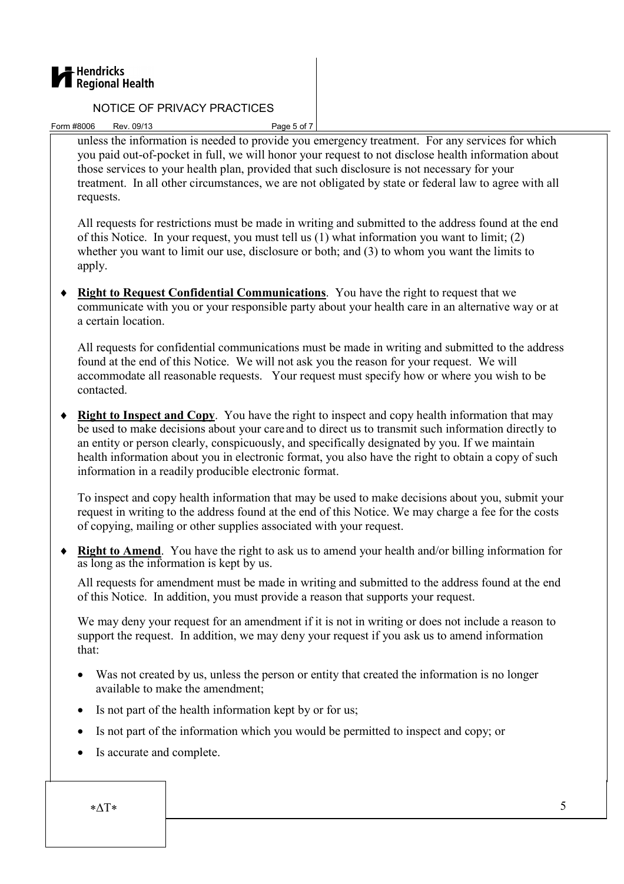unless the information is needed to provide you emergency treatment. For any services for which you paid out-of-pocket in full, we will honor your request to not disclose health information about those services to your health plan, provided that such disclosure is not necessary for your treatment. In all other circumstances, we are not obligated by state or federal law to agree with all requests.

All requests for restrictions must be made in writing and submitted to the address found at the end of this Notice. In your request, you must tell us (1) what information you want to limit; (2) whether you want to limit our use, disclosure or both; and (3) to whom you want the limits to apply.

- **Right to Request Confidential Communications**. You have the right to request that we communicate with you or your responsible party about your health care in an alternative way or at a certain location.

  All requests for confidential communications must be made in writing and submitted to the address found at the end of this Notice. We will not ask you the reason for your request. We will accommodate all reasonable requests. Your request must specify how or where you wish to be contacted.

- **Right to Inspect and Copy**. You have the right to inspect and copy health information that may be used to make decisions about your care and to direct us to transmit such information directly to an entity or person clearly, conspicuously, and specifically designated by you. If we maintain health information about you in electronic format, you also have the right to obtain a copy of such information in a readily producible electronic format.

  To inspect and copy health information that may be used to make decisions about you, submit your request in writing to the address found at the end of this Notice. We may charge a fee for the costs of copying, mailing or other supplies associated with your request.

- **Right to Amend**. You have the right to ask us to amend your health and/or billing information for as long as the information is kept by us.

  All requests for amendment must be made in writing and submitted to the address found at the end of this Notice. In addition, you must provide a reason that supports your request.

  We may deny your request for an amendment if it is not in writing or does not include a reason to support the request. In addition, we may deny your request if you ask us to amend information that:

  - Was not created by us, unless the person or entity that created the information is no longer available to make the amendment;
  - Is not part of the health information kept by or for us;
  - Is not part of the information which you would be permitted to inspect and copy; or
  - Is accurate and complete.

*ΔT*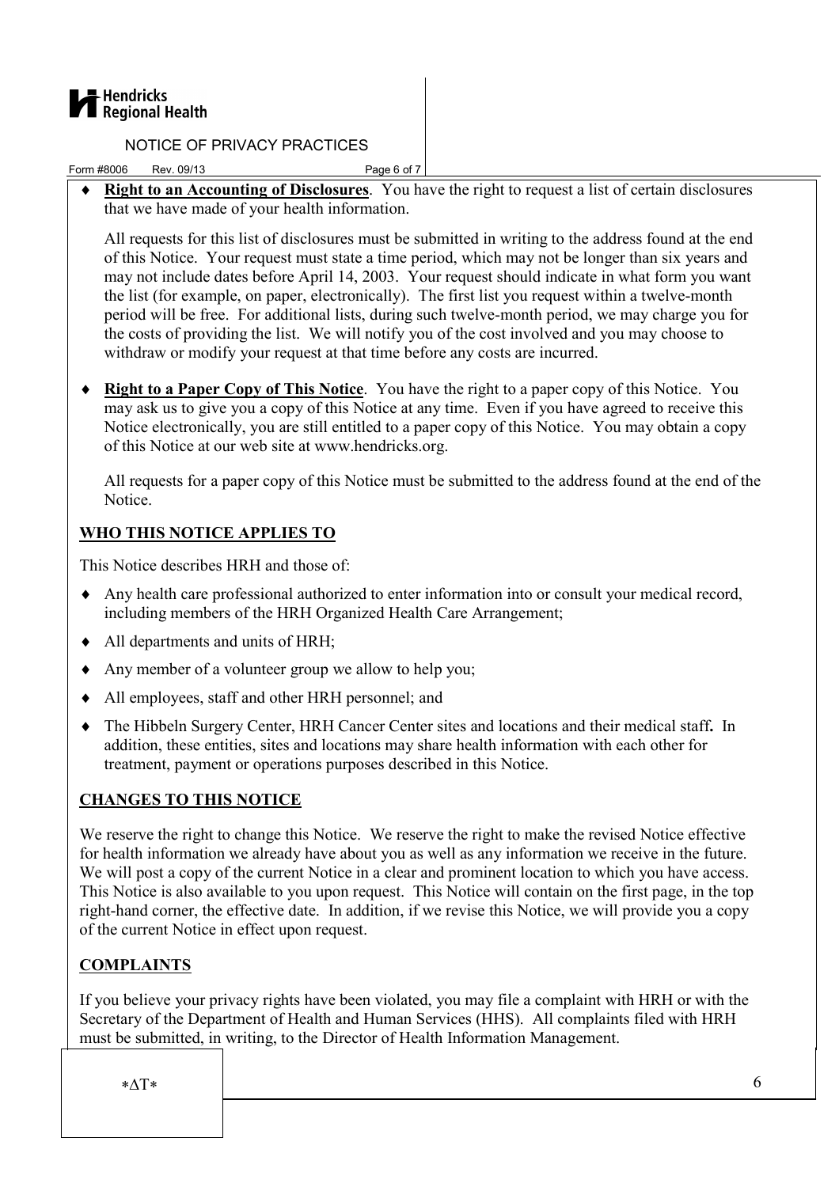- **Right to an Accounting of Disclosures**. You have the right to request a list of certain disclosures that we have made of your health information.

  All requests for this list of disclosures must be submitted in writing to the address found at the end of this Notice. Your request must state a time period, which may not be longer than six years and may not include dates before April 14, 2003. Your request should indicate in what form you want the list (for example, on paper, electronically). The first list you request within a twelve-month period will be free. For additional lists, during such twelve-month period, we may charge you for the costs of providing the list. We will notify you of the cost involved and you may choose to withdraw or modify your request at that time before any costs are incurred.

- **Right to a Paper Copy of This Notice**. You have the right to a paper copy of this Notice. You may ask us to give you a copy of this Notice at any time. Even if you have agreed to receive this Notice electronically, you are still entitled to a paper copy of this Notice. You may obtain a copy of this Notice at our web site at www.hendricks.org.

  All requests for a paper copy of this Notice must be submitted to the address found at the end of the Notice.

## WHO THIS NOTICE APPLIES TO

This Notice describes HRH and those of:

- Any health care professional authorized to enter information into or consult your medical record, including members of the HRH Organized Health Care Arrangement;
- All departments and units of HRH;
- Any member of a volunteer group we allow to help you;
- All employees, staff and other HRH personnel; and
- The Hibbeln Surgery Center, HRH Cancer Center sites and locations and their medical staff**.** In addition, these entities, sites and locations may share health information with each other for treatment, payment or operations purposes described in this Notice.

## CHANGES TO THIS NOTICE

We reserve the right to change this Notice. We reserve the right to make the revised Notice effective for health information we already have about you as well as any information we receive in the future. We will post a copy of the current Notice in a clear and prominent location to which you have access. This Notice is also available to you upon request. This Notice will contain on the first page, in the top right-hand corner, the effective date. In addition, if we revise this Notice, we will provide you a copy of the current Notice in effect upon request.

## COMPLAINTS

If you believe your privacy rights have been violated, you may file a complaint with HRH or with the Secretary of the Department of Health and Human Services (HHS). All complaints filed with HRH must be submitted, in writing, to the Director of Health Information Management.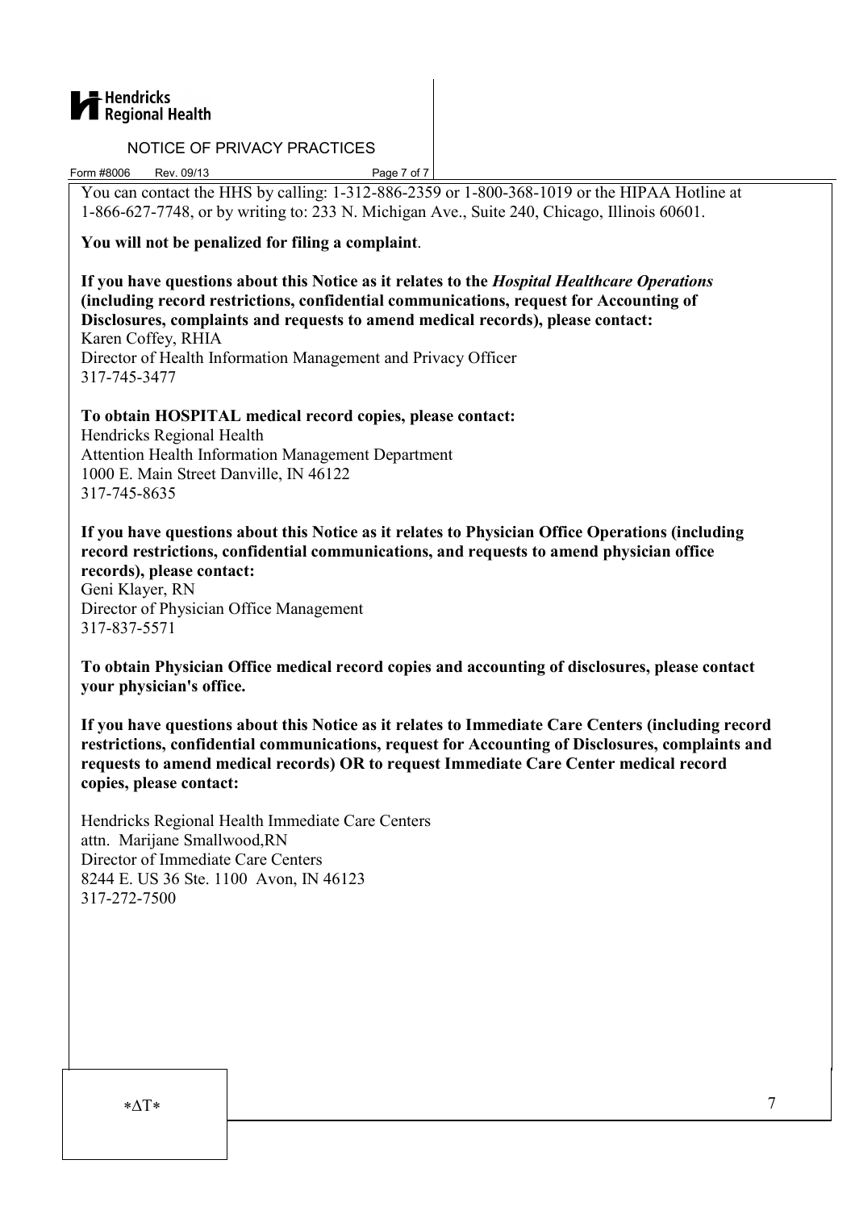You can contact the HHS by calling: 1-312-886-2359 or 1-800-368-1019 or the HIPAA Hotline at 1-866-627-7748, or by writing to: 233 N. Michigan Ave., Suite 240, Chicago, Illinois 60601.

**You will not be penalized for filing a complaint**.

**If you have questions about this Notice as it relates to the *Hospital Healthcare Operations* (including record restrictions, confidential communications, request for Accounting of Disclosures, complaints and requests to amend medical records), please contact:**
Karen Coffey, RHIA
Director of Health Information Management and Privacy Officer
317-745-3477

**To obtain HOSPITAL medical record copies, please contact:**
Hendricks Regional Health
Attention Health Information Management Department
1000 E. Main Street Danville, IN 46122
317-745-8635

**If you have questions about this Notice as it relates to Physician Office Operations (including record restrictions, confidential communications, and requests to amend physician office records), please contact:**
Geni Klayer, RN
Director of Physician Office Management
317-837-5571

**To obtain Physician Office medical record copies and accounting of disclosures, please contact your physician's office.**

**If you have questions about this Notice as it relates to Immediate Care Centers (including record restrictions, confidential communications, request for Accounting of Disclosures, complaints and requests to amend medical records) OR to request Immediate Care Center medical record copies, please contact:**

Hendricks Regional Health Immediate Care Centers
attn. Marijane Smallwood,RN
Director of Immediate Care Centers
8244 E. US 36 Ste. 1100 Avon, IN 46123
317-272-7500